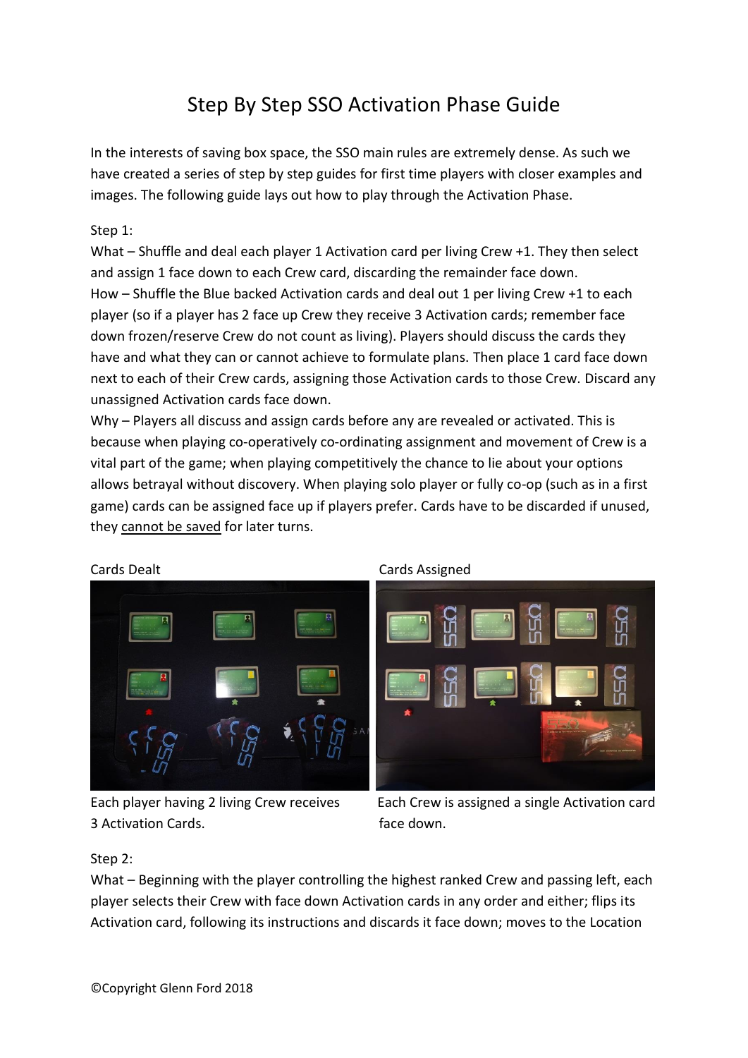# Step By Step SSO Activation Phase Guide

In the interests of saving box space, the SSO main rules are extremely dense. As such we have created a series of step by step guides for first time players with closer examples and images. The following guide lays out how to play through the Activation Phase.

Step 1:

What – Shuffle and deal each player 1 Activation card per living Crew +1. They then select and assign 1 face down to each Crew card, discarding the remainder face down.

How – Shuffle the Blue backed Activation cards and deal out 1 per living Crew +1 to each player (so if a player has 2 face up Crew they receive 3 Activation cards; remember face down frozen/reserve Crew do not count as living). Players should discuss the cards they have and what they can or cannot achieve to formulate plans. Then place 1 card face down next to each of their Crew cards, assigning those Activation cards to those Crew. Discard any unassigned Activation cards face down.

Why – Players all discuss and assign cards before any are revealed or activated. This is because when playing co-operatively co-ordinating assignment and movement of Crew is a vital part of the game; when playing competitively the chance to lie about your options allows betrayal without discovery. When playing solo player or fully co-op (such as in a first game) cards can be assigned face up if players prefer. Cards have to be discarded if unused, they cannot be saved for later turns.

Cards Dealt

Each player having 2 living Crew receives 3 Activation Cards.

Cards Assigned

Each Crew is assigned a single Activation card face down.

Step 2:

What – Beginning with the player controlling the highest ranked Crew and passing left, each player selects their Crew with face down Activation cards in any order and either; flips its Activation card, following its instructions and discards it face down; moves to the Location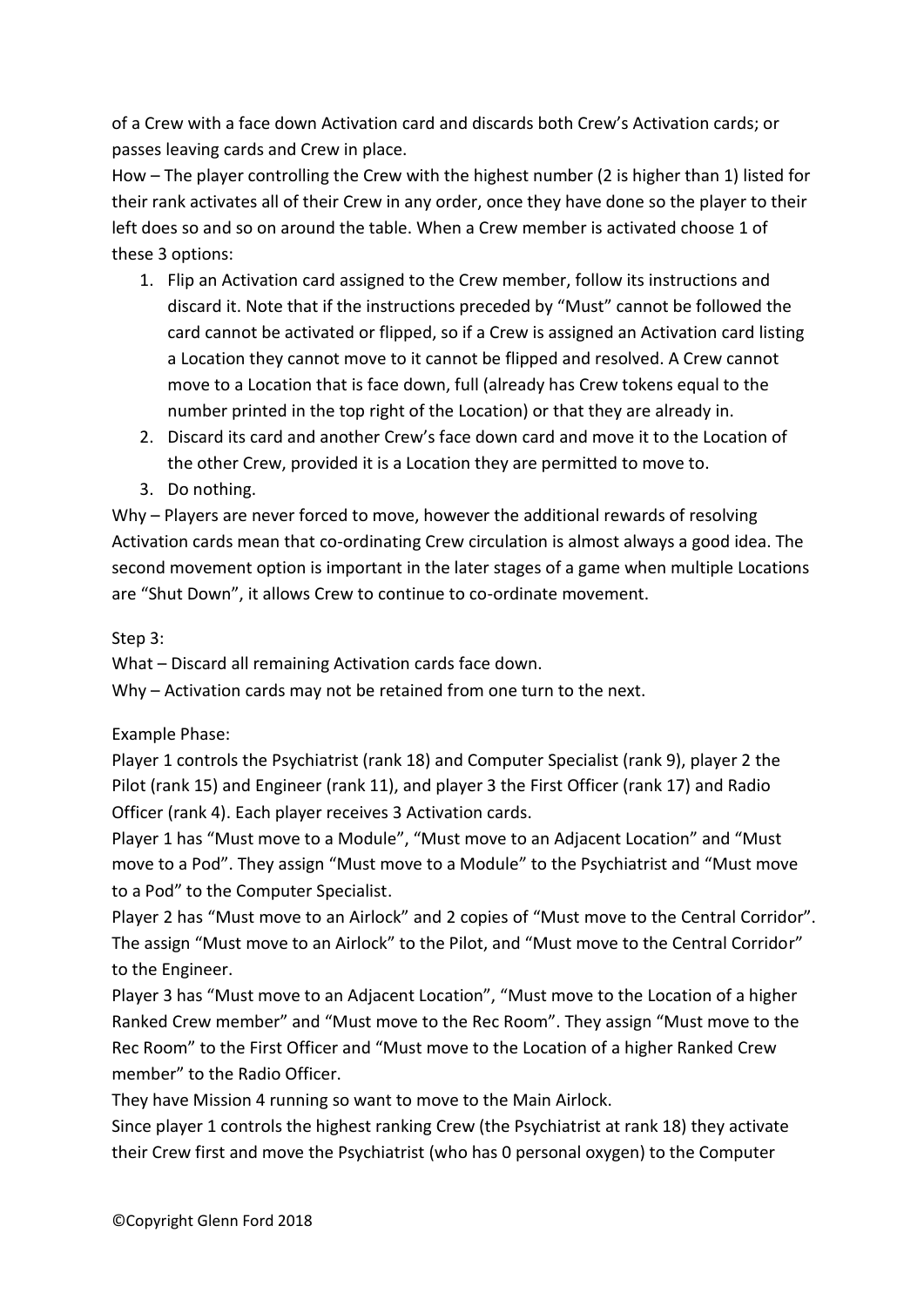of a Crew with a face down Activation card and discards both Crew's Activation cards; or passes leaving cards and Crew in place.

How – The player controlling the Crew with the highest number (2 is higher than 1) listed for their rank activates all of their Crew in any order, once they have done so the player to their left does so and so on around the table. When a Crew member is activated choose 1 of these 3 options:

1. Flip an Activation card assigned to the Crew member, follow its instructions and discard it. Note that if the instructions preceded by "Must" cannot be followed the card cannot be activated or flipped, so if a Crew is assigned an Activation card listing a Location they cannot move to it cannot be flipped and resolved. A Crew cannot move to a Location that is face down, full (already has Crew tokens equal to the number printed in the top right of the Location) or that they are already in.
2. Discard its card and another Crew's face down card and move it to the Location of the other Crew, provided it is a Location they are permitted to move to.
3. Do nothing.

Why – Players are never forced to move, however the additional rewards of resolving Activation cards mean that co-ordinating Crew circulation is almost always a good idea. The second movement option is important in the later stages of a game when multiple Locations are "Shut Down", it allows Crew to continue to co-ordinate movement.

Step 3:

What – Discard all remaining Activation cards face down.

Why – Activation cards may not be retained from one turn to the next.

Example Phase:

Player 1 controls the Psychiatrist (rank 18) and Computer Specialist (rank 9), player 2 the Pilot (rank 15) and Engineer (rank 11), and player 3 the First Officer (rank 17) and Radio Officer (rank 4). Each player receives 3 Activation cards.

Player 1 has "Must move to a Module", "Must move to an Adjacent Location" and "Must move to a Pod". They assign "Must move to a Module" to the Psychiatrist and "Must move to a Pod" to the Computer Specialist.

Player 2 has "Must move to an Airlock" and 2 copies of "Must move to the Central Corridor". The assign "Must move to an Airlock" to the Pilot, and "Must move to the Central Corridor" to the Engineer.

Player 3 has "Must move to an Adjacent Location", "Must move to the Location of a higher Ranked Crew member" and "Must move to the Rec Room". They assign "Must move to the Rec Room" to the First Officer and "Must move to the Location of a higher Ranked Crew member" to the Radio Officer.

They have Mission 4 running so want to move to the Main Airlock.

Since player 1 controls the highest ranking Crew (the Psychiatrist at rank 18) they activate their Crew first and move the Psychiatrist (who has 0 personal oxygen) to the Computer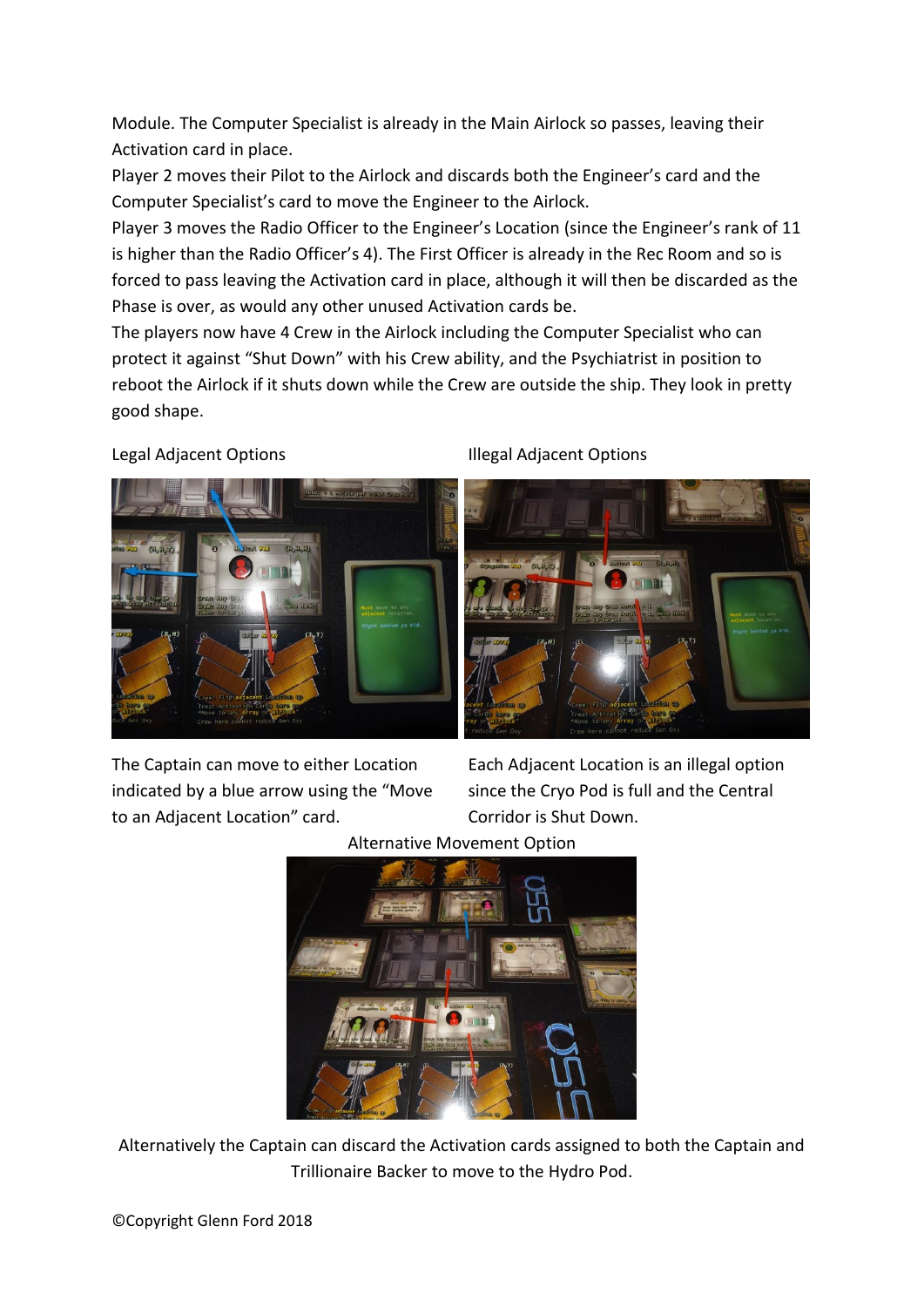Module. The Computer Specialist is already in the Main Airlock so passes, leaving their Activation card in place.

Player 2 moves their Pilot to the Airlock and discards both the Engineer's card and the Computer Specialist's card to move the Engineer to the Airlock.

Player 3 moves the Radio Officer to the Engineer's Location (since the Engineer's rank of 11 is higher than the Radio Officer's 4). The First Officer is already in the Rec Room and so is forced to pass leaving the Activation card in place, although it will then be discarded as the Phase is over, as would any other unused Activation cards be.

The players now have 4 Crew in the Airlock including the Computer Specialist who can protect it against "Shut Down" with his Crew ability, and the Psychiatrist in position to reboot the Airlock if it shuts down while the Crew are outside the ship. They look in pretty good shape.

Legal Adjacent Options

The Captain can move to either Location indicated by a blue arrow using the "Move to an Adjacent Location" card.

Illegal Adjacent Options

Each Adjacent Location is an illegal option since the Cryo Pod is full and the Central Corridor is Shut Down.

Alternative Movement Option

Alternatively the Captain can discard the Activation cards assigned to both the Captain and Trillionaire Backer to move to the Hydro Pod.

©Copyright Glenn Ford 2018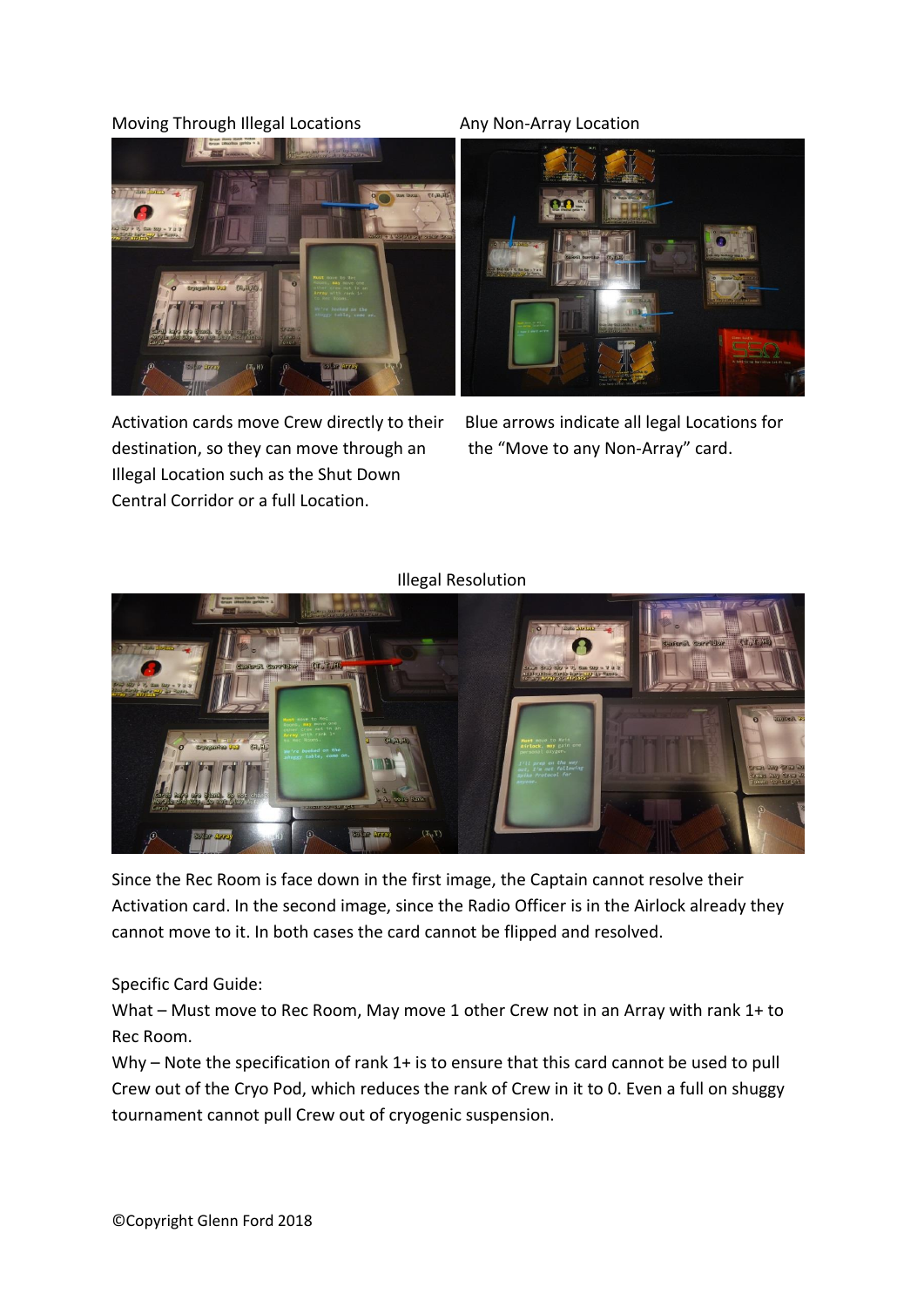Moving Through Illegal Locations

Activation cards move Crew directly to their destination, so they can move through an Illegal Location such as the Shut Down Central Corridor or a full Location.

Any Non-Array Location

Blue arrows indicate all legal Locations for the “Move to any Non-Array” card.

Illegal Resolution

Since the Rec Room is face down in the first image, the Captain cannot resolve their Activation card. In the second image, since the Radio Officer is in the Airlock already they cannot move to it. In both cases the card cannot be flipped and resolved.

Specific Card Guide:

What – Must move to Rec Room, May move 1 other Crew not in an Array with rank 1+ to Rec Room.

Why – Note the specification of rank 1+ is to ensure that this card cannot be used to pull Crew out of the Cryo Pod, which reduces the rank of Crew in it to 0. Even a full on shuggy tournament cannot pull Crew out of cryogenic suspension.

©Copyright Glenn Ford 2018